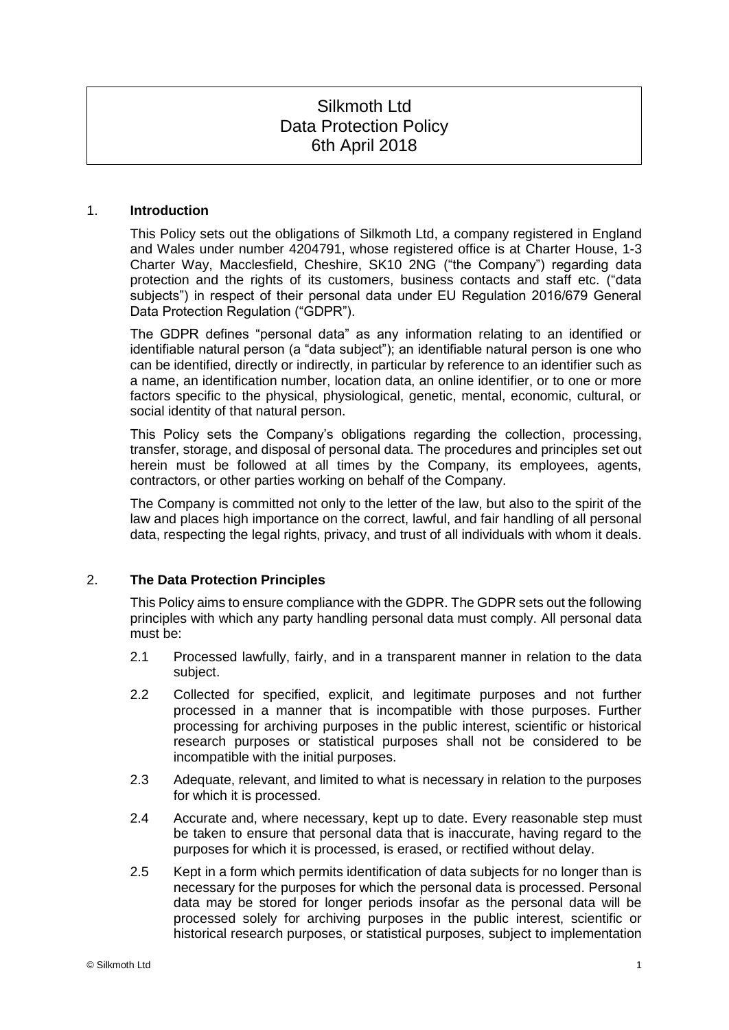# Silkmoth Ltd
# Data Protection Policy
# 6th April 2018

## 1. Introduction

This Policy sets out the obligations of Silkmoth Ltd, a company registered in England and Wales under number 4204791, whose registered office is at Charter House, 1-3 Charter Way, Macclesfield, Cheshire, SK10 2NG ("the Company") regarding data protection and the rights of its customers, business contacts and staff etc. ("data subjects") in respect of their personal data under EU Regulation 2016/679 General Data Protection Regulation ("GDPR").

The GDPR defines "personal data" as any information relating to an identified or identifiable natural person (a "data subject"); an identifiable natural person is one who can be identified, directly or indirectly, in particular by reference to an identifier such as a name, an identification number, location data, an online identifier, or to one or more factors specific to the physical, physiological, genetic, mental, economic, cultural, or social identity of that natural person.

This Policy sets the Company's obligations regarding the collection, processing, transfer, storage, and disposal of personal data. The procedures and principles set out herein must be followed at all times by the Company, its employees, agents, contractors, or other parties working on behalf of the Company.

The Company is committed not only to the letter of the law, but also to the spirit of the law and places high importance on the correct, lawful, and fair handling of all personal data, respecting the legal rights, privacy, and trust of all individuals with whom it deals.

## 2. The Data Protection Principles

This Policy aims to ensure compliance with the GDPR. The GDPR sets out the following principles with which any party handling personal data must comply. All personal data must be:

2.1 Processed lawfully, fairly, and in a transparent manner in relation to the data subject.

2.2 Collected for specified, explicit, and legitimate purposes and not further processed in a manner that is incompatible with those purposes. Further processing for archiving purposes in the public interest, scientific or historical research purposes or statistical purposes shall not be considered to be incompatible with the initial purposes.

2.3 Adequate, relevant, and limited to what is necessary in relation to the purposes for which it is processed.

2.4 Accurate and, where necessary, kept up to date. Every reasonable step must be taken to ensure that personal data that is inaccurate, having regard to the purposes for which it is processed, is erased, or rectified without delay.

2.5 Kept in a form which permits identification of data subjects for no longer than is necessary for the purposes for which the personal data is processed. Personal data may be stored for longer periods insofar as the personal data will be processed solely for archiving purposes in the public interest, scientific or historical research purposes, or statistical purposes, subject to implementation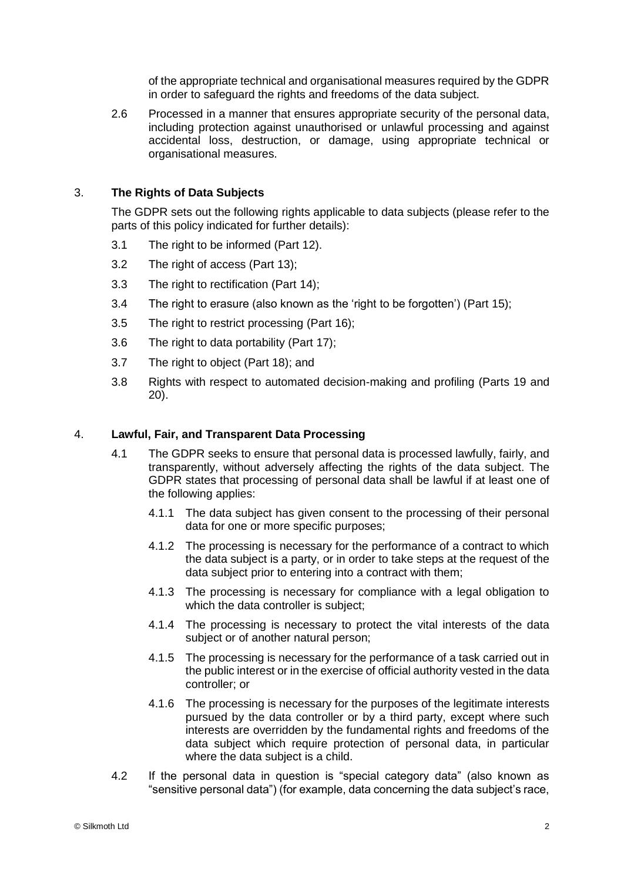of the appropriate technical and organisational measures required by the GDPR in order to safeguard the rights and freedoms of the data subject.

2.6 Processed in a manner that ensures appropriate security of the personal data, including protection against unauthorised or unlawful processing and against accidental loss, destruction, or damage, using appropriate technical or organisational measures.

## 3. The Rights of Data Subjects

The GDPR sets out the following rights applicable to data subjects (please refer to the parts of this policy indicated for further details):

3.1 The right to be informed (Part 12).

3.2 The right of access (Part 13);

3.3 The right to rectification (Part 14);

3.4 The right to erasure (also known as the 'right to be forgotten') (Part 15);

3.5 The right to restrict processing (Part 16);

3.6 The right to data portability (Part 17);

3.7 The right to object (Part 18); and

3.8 Rights with respect to automated decision-making and profiling (Parts 19 and 20).

## 4. Lawful, Fair, and Transparent Data Processing

4.1 The GDPR seeks to ensure that personal data is processed lawfully, fairly, and transparently, without adversely affecting the rights of the data subject. The GDPR states that processing of personal data shall be lawful if at least one of the following applies:

4.1.1 The data subject has given consent to the processing of their personal data for one or more specific purposes;

4.1.2 The processing is necessary for the performance of a contract to which the data subject is a party, or in order to take steps at the request of the data subject prior to entering into a contract with them;

4.1.3 The processing is necessary for compliance with a legal obligation to which the data controller is subject;

4.1.4 The processing is necessary to protect the vital interests of the data subject or of another natural person;

4.1.5 The processing is necessary for the performance of a task carried out in the public interest or in the exercise of official authority vested in the data controller; or

4.1.6 The processing is necessary for the purposes of the legitimate interests pursued by the data controller or by a third party, except where such interests are overridden by the fundamental rights and freedoms of the data subject which require protection of personal data, in particular where the data subject is a child.

4.2 If the personal data in question is "special category data" (also known as "sensitive personal data") (for example, data concerning the data subject's race,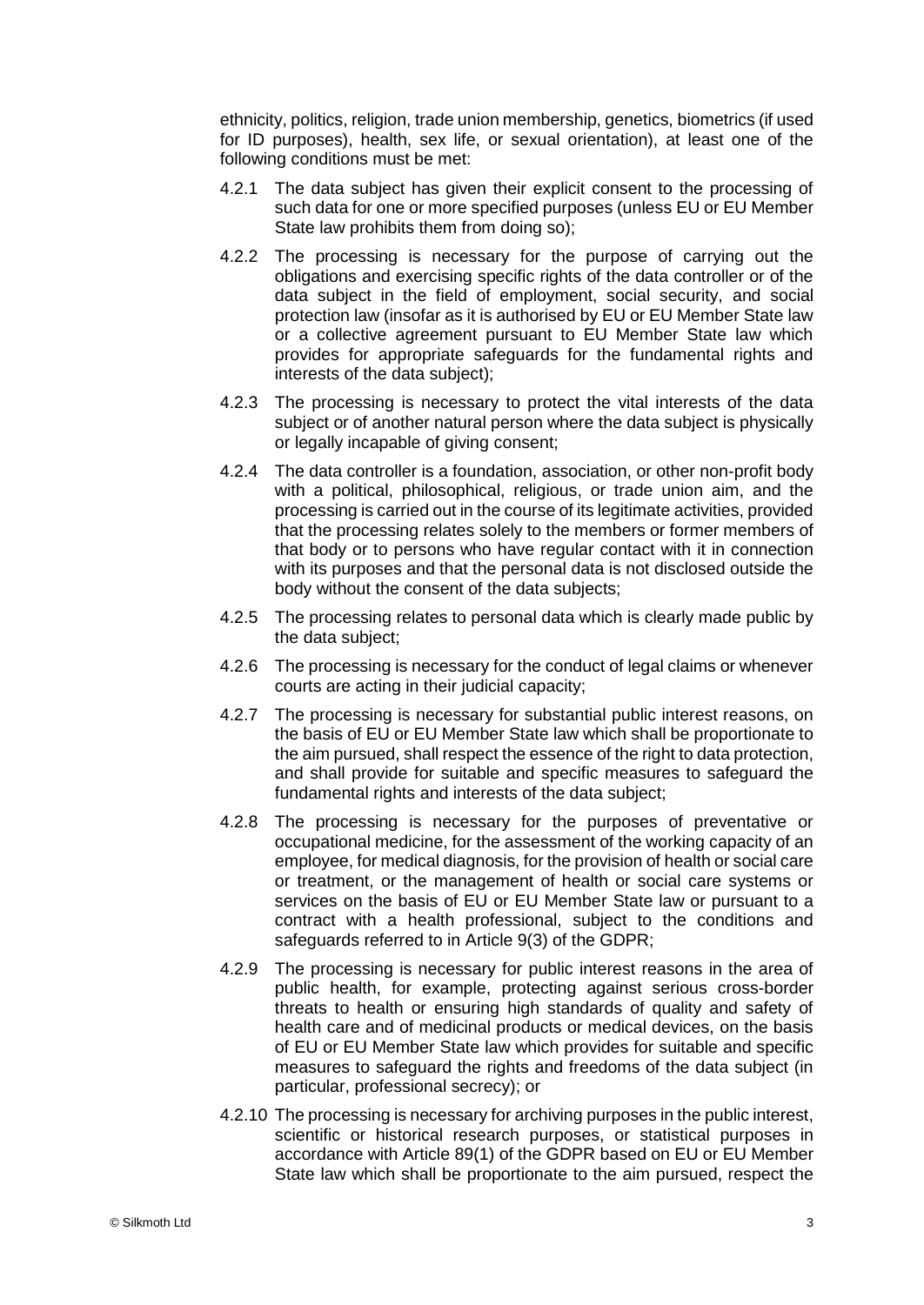ethnicity, politics, religion, trade union membership, genetics, biometrics (if used for ID purposes), health, sex life, or sexual orientation), at least one of the following conditions must be met:

4.2.1 The data subject has given their explicit consent to the processing of such data for one or more specified purposes (unless EU or EU Member State law prohibits them from doing so);

4.2.2 The processing is necessary for the purpose of carrying out the obligations and exercising specific rights of the data controller or of the data subject in the field of employment, social security, and social protection law (insofar as it is authorised by EU or EU Member State law or a collective agreement pursuant to EU Member State law which provides for appropriate safeguards for the fundamental rights and interests of the data subject);

4.2.3 The processing is necessary to protect the vital interests of the data subject or of another natural person where the data subject is physically or legally incapable of giving consent;

4.2.4 The data controller is a foundation, association, or other non-profit body with a political, philosophical, religious, or trade union aim, and the processing is carried out in the course of its legitimate activities, provided that the processing relates solely to the members or former members of that body or to persons who have regular contact with it in connection with its purposes and that the personal data is not disclosed outside the body without the consent of the data subjects;

4.2.5 The processing relates to personal data which is clearly made public by the data subject;

4.2.6 The processing is necessary for the conduct of legal claims or whenever courts are acting in their judicial capacity;

4.2.7 The processing is necessary for substantial public interest reasons, on the basis of EU or EU Member State law which shall be proportionate to the aim pursued, shall respect the essence of the right to data protection, and shall provide for suitable and specific measures to safeguard the fundamental rights and interests of the data subject;

4.2.8 The processing is necessary for the purposes of preventative or occupational medicine, for the assessment of the working capacity of an employee, for medical diagnosis, for the provision of health or social care or treatment, or the management of health or social care systems or services on the basis of EU or EU Member State law or pursuant to a contract with a health professional, subject to the conditions and safeguards referred to in Article 9(3) of the GDPR;

4.2.9 The processing is necessary for public interest reasons in the area of public health, for example, protecting against serious cross-border threats to health or ensuring high standards of quality and safety of health care and of medicinal products or medical devices, on the basis of EU or EU Member State law which provides for suitable and specific measures to safeguard the rights and freedoms of the data subject (in particular, professional secrecy); or

4.2.10 The processing is necessary for archiving purposes in the public interest, scientific or historical research purposes, or statistical purposes in accordance with Article 89(1) of the GDPR based on EU or EU Member State law which shall be proportionate to the aim pursued, respect the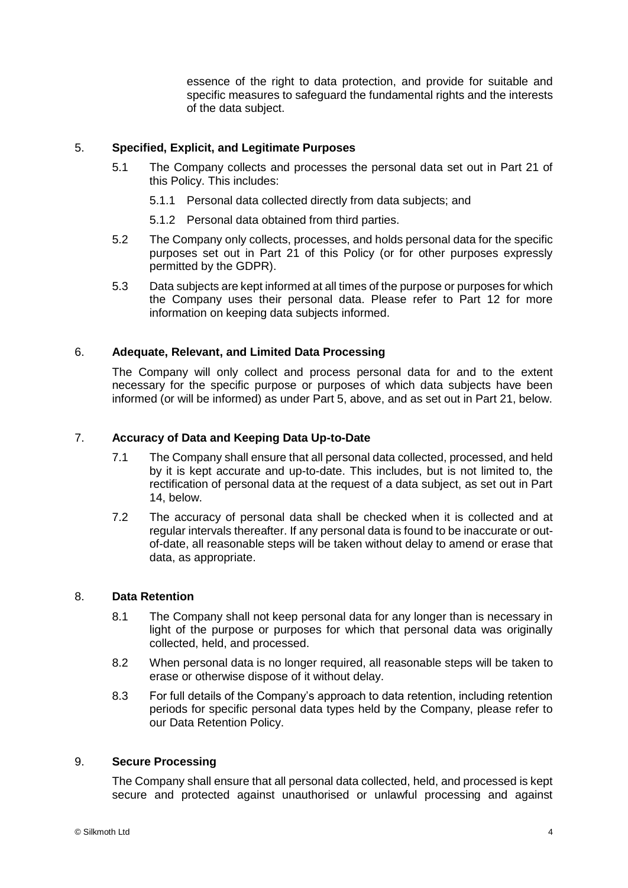essence of the right to data protection, and provide for suitable and specific measures to safeguard the fundamental rights and the interests of the data subject.

## 5. Specified, Explicit, and Legitimate Purposes

5.1 The Company collects and processes the personal data set out in Part 21 of this Policy. This includes:

5.1.1 Personal data collected directly from data subjects; and

5.1.2 Personal data obtained from third parties.

5.2 The Company only collects, processes, and holds personal data for the specific purposes set out in Part 21 of this Policy (or for other purposes expressly permitted by the GDPR).

5.3 Data subjects are kept informed at all times of the purpose or purposes for which the Company uses their personal data. Please refer to Part 12 for more information on keeping data subjects informed.

## 6. Adequate, Relevant, and Limited Data Processing

The Company will only collect and process personal data for and to the extent necessary for the specific purpose or purposes of which data subjects have been informed (or will be informed) as under Part 5, above, and as set out in Part 21, below.

## 7. Accuracy of Data and Keeping Data Up-to-Date

7.1 The Company shall ensure that all personal data collected, processed, and held by it is kept accurate and up-to-date. This includes, but is not limited to, the rectification of personal data at the request of a data subject, as set out in Part 14, below.

7.2 The accuracy of personal data shall be checked when it is collected and at regular intervals thereafter. If any personal data is found to be inaccurate or out-of-date, all reasonable steps will be taken without delay to amend or erase that data, as appropriate.

## 8. Data Retention

8.1 The Company shall not keep personal data for any longer than is necessary in light of the purpose or purposes for which that personal data was originally collected, held, and processed.

8.2 When personal data is no longer required, all reasonable steps will be taken to erase or otherwise dispose of it without delay.

8.3 For full details of the Company's approach to data retention, including retention periods for specific personal data types held by the Company, please refer to our Data Retention Policy.

## 9. Secure Processing

The Company shall ensure that all personal data collected, held, and processed is kept secure and protected against unauthorised or unlawful processing and against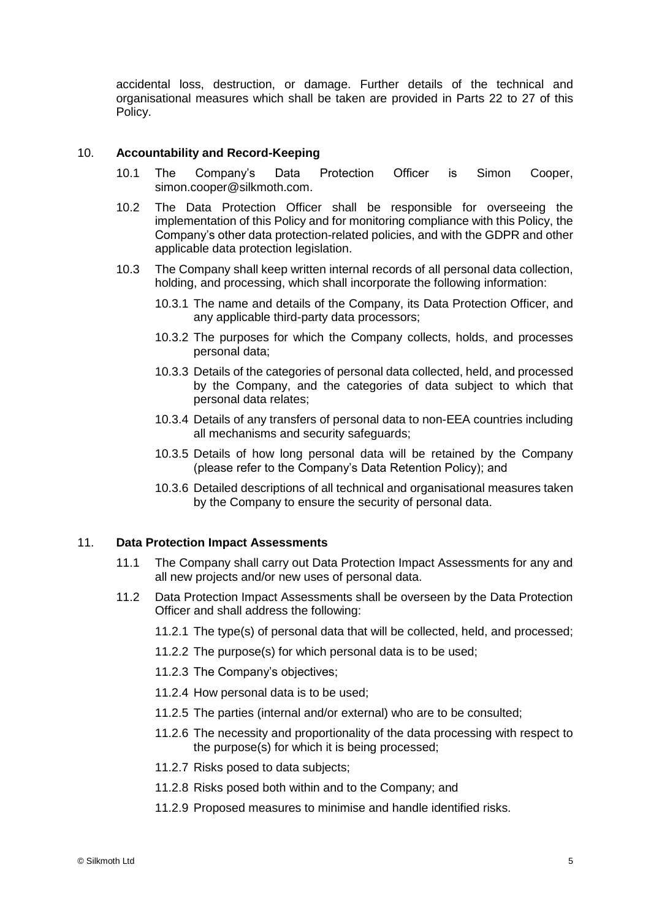accidental loss, destruction, or damage. Further details of the technical and organisational measures which shall be taken are provided in Parts 22 to 27 of this Policy.

## 10. Accountability and Record-Keeping

10.1 The Company's Data Protection Officer is Simon Cooper, simon.cooper@silkmoth.com.

10.2 The Data Protection Officer shall be responsible for overseeing the implementation of this Policy and for monitoring compliance with this Policy, the Company's other data protection-related policies, and with the GDPR and other applicable data protection legislation.

10.3 The Company shall keep written internal records of all personal data collection, holding, and processing, which shall incorporate the following information:

10.3.1 The name and details of the Company, its Data Protection Officer, and any applicable third-party data processors;

10.3.2 The purposes for which the Company collects, holds, and processes personal data;

10.3.3 Details of the categories of personal data collected, held, and processed by the Company, and the categories of data subject to which that personal data relates;

10.3.4 Details of any transfers of personal data to non-EEA countries including all mechanisms and security safeguards;

10.3.5 Details of how long personal data will be retained by the Company (please refer to the Company's Data Retention Policy); and

10.3.6 Detailed descriptions of all technical and organisational measures taken by the Company to ensure the security of personal data.

## 11. Data Protection Impact Assessments

11.1 The Company shall carry out Data Protection Impact Assessments for any and all new projects and/or new uses of personal data.

11.2 Data Protection Impact Assessments shall be overseen by the Data Protection Officer and shall address the following:

11.2.1 The type(s) of personal data that will be collected, held, and processed;

11.2.2 The purpose(s) for which personal data is to be used;

11.2.3 The Company's objectives;

11.2.4 How personal data is to be used;

11.2.5 The parties (internal and/or external) who are to be consulted;

11.2.6 The necessity and proportionality of the data processing with respect to the purpose(s) for which it is being processed;

11.2.7 Risks posed to data subjects;

11.2.8 Risks posed both within and to the Company; and

11.2.9 Proposed measures to minimise and handle identified risks.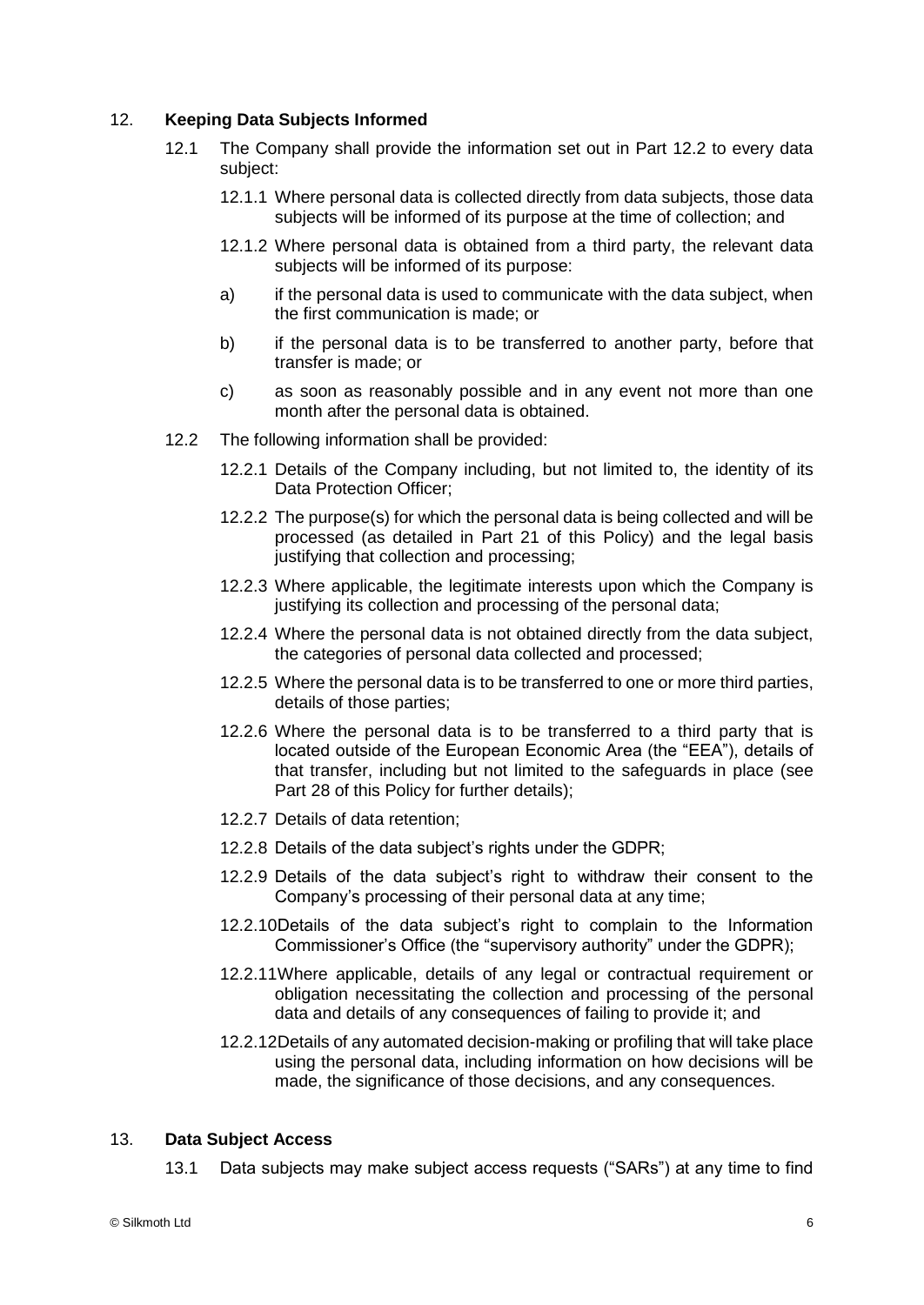## 12. **Keeping Data Subjects Informed**

12.1 The Company shall provide the information set out in Part 12.2 to every data subject:

12.1.1 Where personal data is collected directly from data subjects, those data subjects will be informed of its purpose at the time of collection; and

12.1.2 Where personal data is obtained from a third party, the relevant data subjects will be informed of its purpose:

a) if the personal data is used to communicate with the data subject, when the first communication is made; or

b) if the personal data is to be transferred to another party, before that transfer is made; or

c) as soon as reasonably possible and in any event not more than one month after the personal data is obtained.

12.2 The following information shall be provided:

12.2.1 Details of the Company including, but not limited to, the identity of its Data Protection Officer;

12.2.2 The purpose(s) for which the personal data is being collected and will be processed (as detailed in Part 21 of this Policy) and the legal basis justifying that collection and processing;

12.2.3 Where applicable, the legitimate interests upon which the Company is justifying its collection and processing of the personal data;

12.2.4 Where the personal data is not obtained directly from the data subject, the categories of personal data collected and processed;

12.2.5 Where the personal data is to be transferred to one or more third parties, details of those parties;

12.2.6 Where the personal data is to be transferred to a third party that is located outside of the European Economic Area (the "EEA"), details of that transfer, including but not limited to the safeguards in place (see Part 28 of this Policy for further details);

12.2.7 Details of data retention;

12.2.8 Details of the data subject's rights under the GDPR;

12.2.9 Details of the data subject's right to withdraw their consent to the Company's processing of their personal data at any time;

12.2.10 Details of the data subject's right to complain to the Information Commissioner's Office (the "supervisory authority" under the GDPR);

12.2.11 Where applicable, details of any legal or contractual requirement or obligation necessitating the collection and processing of the personal data and details of any consequences of failing to provide it; and

12.2.12 Details of any automated decision-making or profiling that will take place using the personal data, including information on how decisions will be made, the significance of those decisions, and any consequences.

## 13. **Data Subject Access**

13.1 Data subjects may make subject access requests ("SARs") at any time to find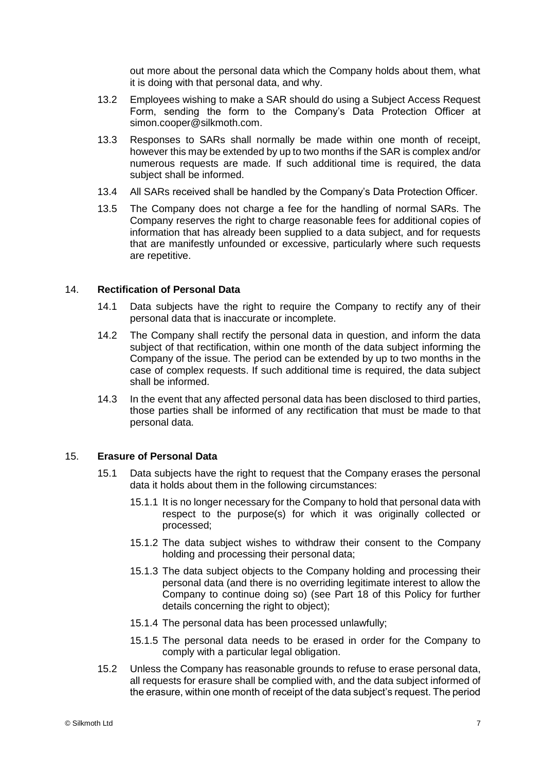out more about the personal data which the Company holds about them, what it is doing with that personal data, and why.

13.2 Employees wishing to make a SAR should do using a Subject Access Request Form, sending the form to the Company's Data Protection Officer at simon.cooper@silkmoth.com.

13.3 Responses to SARs shall normally be made within one month of receipt, however this may be extended by up to two months if the SAR is complex and/or numerous requests are made. If such additional time is required, the data subject shall be informed.

13.4 All SARs received shall be handled by the Company's Data Protection Officer.

13.5 The Company does not charge a fee for the handling of normal SARs. The Company reserves the right to charge reasonable fees for additional copies of information that has already been supplied to a data subject, and for requests that are manifestly unfounded or excessive, particularly where such requests are repetitive.

## 14. **Rectification of Personal Data**

14.1 Data subjects have the right to require the Company to rectify any of their personal data that is inaccurate or incomplete.

14.2 The Company shall rectify the personal data in question, and inform the data subject of that rectification, within one month of the data subject informing the Company of the issue. The period can be extended by up to two months in the case of complex requests. If such additional time is required, the data subject shall be informed.

14.3 In the event that any affected personal data has been disclosed to third parties, those parties shall be informed of any rectification that must be made to that personal data.

## 15. **Erasure of Personal Data**

15.1 Data subjects have the right to request that the Company erases the personal data it holds about them in the following circumstances:

15.1.1 It is no longer necessary for the Company to hold that personal data with respect to the purpose(s) for which it was originally collected or processed;

15.1.2 The data subject wishes to withdraw their consent to the Company holding and processing their personal data;

15.1.3 The data subject objects to the Company holding and processing their personal data (and there is no overriding legitimate interest to allow the Company to continue doing so) (see Part 18 of this Policy for further details concerning the right to object);

15.1.4 The personal data has been processed unlawfully;

15.1.5 The personal data needs to be erased in order for the Company to comply with a particular legal obligation.

15.2 Unless the Company has reasonable grounds to refuse to erase personal data, all requests for erasure shall be complied with, and the data subject informed of the erasure, within one month of receipt of the data subject's request. The period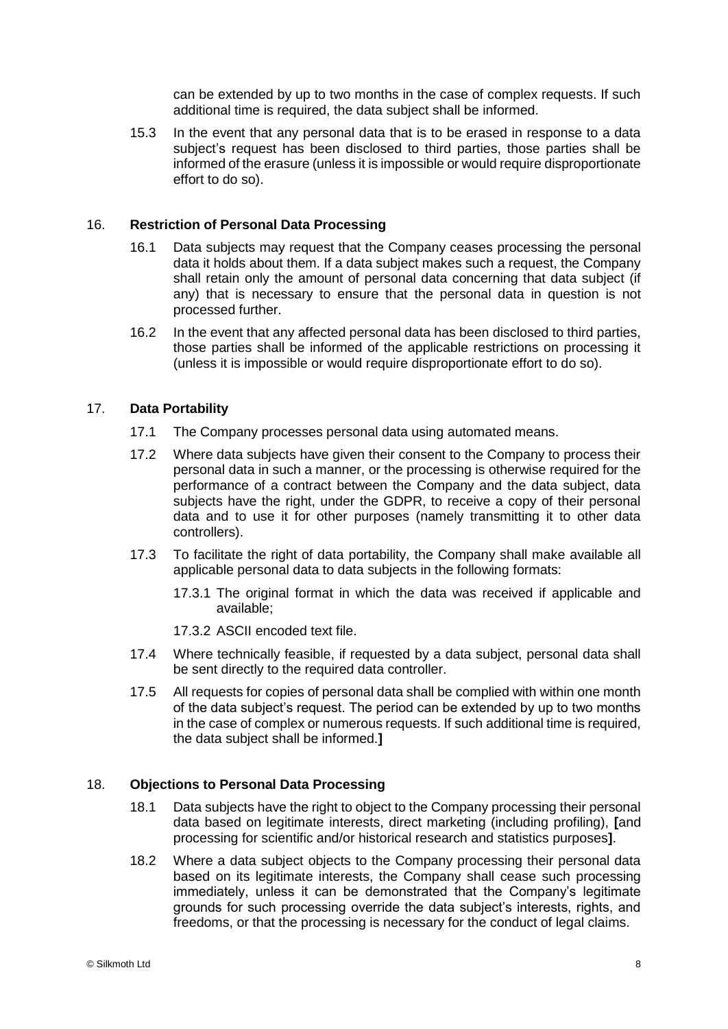can be extended by up to two months in the case of complex requests. If such additional time is required, the data subject shall be informed.

15.3 In the event that any personal data that is to be erased in response to a data subject's request has been disclosed to third parties, those parties shall be informed of the erasure (unless it is impossible or would require disproportionate effort to do so).

## 16. Restriction of Personal Data Processing

16.1 Data subjects may request that the Company ceases processing the personal data it holds about them. If a data subject makes such a request, the Company shall retain only the amount of personal data concerning that data subject (if any) that is necessary to ensure that the personal data in question is not processed further.

16.2 In the event that any affected personal data has been disclosed to third parties, those parties shall be informed of the applicable restrictions on processing it (unless it is impossible or would require disproportionate effort to do so).

## 17. Data Portability

17.1 The Company processes personal data using automated means.

17.2 Where data subjects have given their consent to the Company to process their personal data in such a manner, or the processing is otherwise required for the performance of a contract between the Company and the data subject, data subjects have the right, under the GDPR, to receive a copy of their personal data and to use it for other purposes (namely transmitting it to other data controllers).

17.3 To facilitate the right of data portability, the Company shall make available all applicable personal data to data subjects in the following formats:

17.3.1 The original format in which the data was received if applicable and available;

17.3.2 ASCII encoded text file.

17.4 Where technically feasible, if requested by a data subject, personal data shall be sent directly to the required data controller.

17.5 All requests for copies of personal data shall be complied with within one month of the data subject's request. The period can be extended by up to two months in the case of complex or numerous requests. If such additional time is required, the data subject shall be informed.**]**

## 18. Objections to Personal Data Processing

18.1 Data subjects have the right to object to the Company processing their personal data based on legitimate interests, direct marketing (including profiling), **[**and processing for scientific and/or historical research and statistics purposes**]**.

18.2 Where a data subject objects to the Company processing their personal data based on its legitimate interests, the Company shall cease such processing immediately, unless it can be demonstrated that the Company's legitimate grounds for such processing override the data subject's interests, rights, and freedoms, or that the processing is necessary for the conduct of legal claims.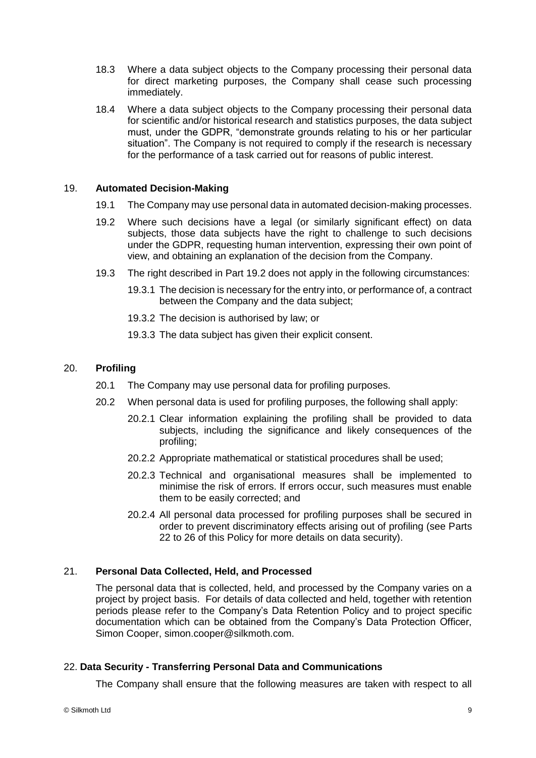18.3 Where a data subject objects to the Company processing their personal data for direct marketing purposes, the Company shall cease such processing immediately.

18.4 Where a data subject objects to the Company processing their personal data for scientific and/or historical research and statistics purposes, the data subject must, under the GDPR, "demonstrate grounds relating to his or her particular situation". The Company is not required to comply if the research is necessary for the performance of a task carried out for reasons of public interest.

## 19. **Automated Decision-Making**

19.1 The Company may use personal data in automated decision-making processes.

19.2 Where such decisions have a legal (or similarly significant effect) on data subjects, those data subjects have the right to challenge to such decisions under the GDPR, requesting human intervention, expressing their own point of view, and obtaining an explanation of the decision from the Company.

19.3 The right described in Part 19.2 does not apply in the following circumstances:

19.3.1 The decision is necessary for the entry into, or performance of, a contract between the Company and the data subject;

19.3.2 The decision is authorised by law; or

19.3.3 The data subject has given their explicit consent.

## 20. **Profiling**

20.1 The Company may use personal data for profiling purposes.

20.2 When personal data is used for profiling purposes, the following shall apply:

20.2.1 Clear information explaining the profiling shall be provided to data subjects, including the significance and likely consequences of the profiling;

20.2.2 Appropriate mathematical or statistical procedures shall be used;

20.2.3 Technical and organisational measures shall be implemented to minimise the risk of errors. If errors occur, such measures must enable them to be easily corrected; and

20.2.4 All personal data processed for profiling purposes shall be secured in order to prevent discriminatory effects arising out of profiling (see Parts 22 to 26 of this Policy for more details on data security).

## 21. **Personal Data Collected, Held, and Processed**

The personal data that is collected, held, and processed by the Company varies on a project by project basis. For details of data collected and held, together with retention periods please refer to the Company's Data Retention Policy and to project specific documentation which can be obtained from the Company's Data Protection Officer, Simon Cooper, simon.cooper@silkmoth.com.

## 22. **Data Security - Transferring Personal Data and Communications**

The Company shall ensure that the following measures are taken with respect to all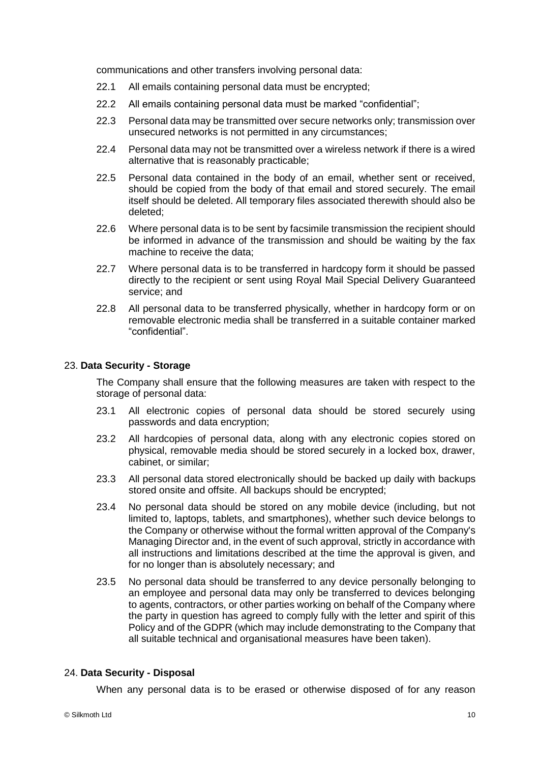communications and other transfers involving personal data:

22.1 All emails containing personal data must be encrypted;

22.2 All emails containing personal data must be marked "confidential";

22.3 Personal data may be transmitted over secure networks only; transmission over unsecured networks is not permitted in any circumstances;

22.4 Personal data may not be transmitted over a wireless network if there is a wired alternative that is reasonably practicable;

22.5 Personal data contained in the body of an email, whether sent or received, should be copied from the body of that email and stored securely. The email itself should be deleted. All temporary files associated therewith should also be deleted;

22.6 Where personal data is to be sent by facsimile transmission the recipient should be informed in advance of the transmission and should be waiting by the fax machine to receive the data;

22.7 Where personal data is to be transferred in hardcopy form it should be passed directly to the recipient or sent using Royal Mail Special Delivery Guaranteed service; and

22.8 All personal data to be transferred physically, whether in hardcopy form or on removable electronic media shall be transferred in a suitable container marked "confidential".

## 23. **Data Security - Storage**

The Company shall ensure that the following measures are taken with respect to the storage of personal data:

23.1 All electronic copies of personal data should be stored securely using passwords and data encryption;

23.2 All hardcopies of personal data, along with any electronic copies stored on physical, removable media should be stored securely in a locked box, drawer, cabinet, or similar;

23.3 All personal data stored electronically should be backed up daily with backups stored onsite and offsite. All backups should be encrypted;

23.4 No personal data should be stored on any mobile device (including, but not limited to, laptops, tablets, and smartphones), whether such device belongs to the Company or otherwise without the formal written approval of the Company's Managing Director and, in the event of such approval, strictly in accordance with all instructions and limitations described at the time the approval is given, and for no longer than is absolutely necessary; and

23.5 No personal data should be transferred to any device personally belonging to an employee and personal data may only be transferred to devices belonging to agents, contractors, or other parties working on behalf of the Company where the party in question has agreed to comply fully with the letter and spirit of this Policy and of the GDPR (which may include demonstrating to the Company that all suitable technical and organisational measures have been taken).

## 24. **Data Security - Disposal**

When any personal data is to be erased or otherwise disposed of for any reason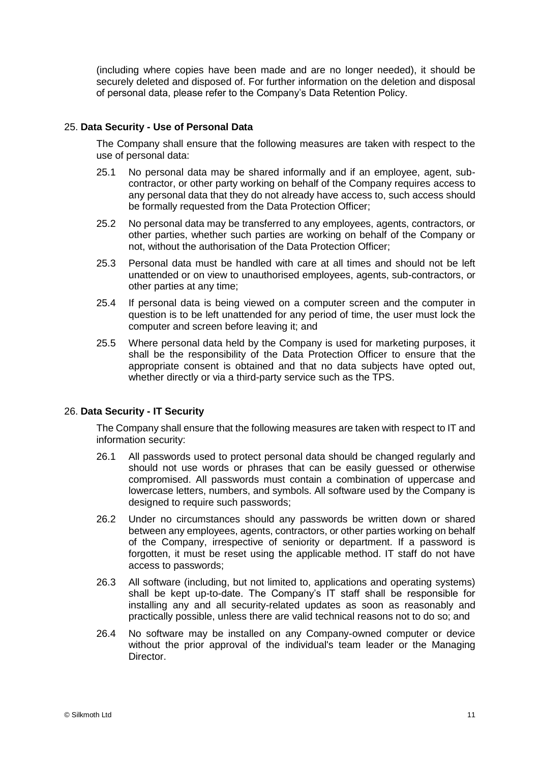(including where copies have been made and are no longer needed), it should be securely deleted and disposed of. For further information on the deletion and disposal of personal data, please refer to the Company's Data Retention Policy.

## 25. Data Security - Use of Personal Data

The Company shall ensure that the following measures are taken with respect to the use of personal data:

25.1 No personal data may be shared informally and if an employee, agent, sub-contractor, or other party working on behalf of the Company requires access to any personal data that they do not already have access to, such access should be formally requested from the Data Protection Officer;

25.2 No personal data may be transferred to any employees, agents, contractors, or other parties, whether such parties are working on behalf of the Company or not, without the authorisation of the Data Protection Officer;

25.3 Personal data must be handled with care at all times and should not be left unattended or on view to unauthorised employees, agents, sub-contractors, or other parties at any time;

25.4 If personal data is being viewed on a computer screen and the computer in question is to be left unattended for any period of time, the user must lock the computer and screen before leaving it; and

25.5 Where personal data held by the Company is used for marketing purposes, it shall be the responsibility of the Data Protection Officer to ensure that the appropriate consent is obtained and that no data subjects have opted out, whether directly or via a third-party service such as the TPS.

## 26. Data Security - IT Security

The Company shall ensure that the following measures are taken with respect to IT and information security:

26.1 All passwords used to protect personal data should be changed regularly and should not use words or phrases that can be easily guessed or otherwise compromised. All passwords must contain a combination of uppercase and lowercase letters, numbers, and symbols. All software used by the Company is designed to require such passwords;

26.2 Under no circumstances should any passwords be written down or shared between any employees, agents, contractors, or other parties working on behalf of the Company, irrespective of seniority or department. If a password is forgotten, it must be reset using the applicable method. IT staff do not have access to passwords;

26.3 All software (including, but not limited to, applications and operating systems) shall be kept up-to-date. The Company's IT staff shall be responsible for installing any and all security-related updates as soon as reasonably and practically possible, unless there are valid technical reasons not to do so; and

26.4 No software may be installed on any Company-owned computer or device without the prior approval of the individual's team leader or the Managing Director.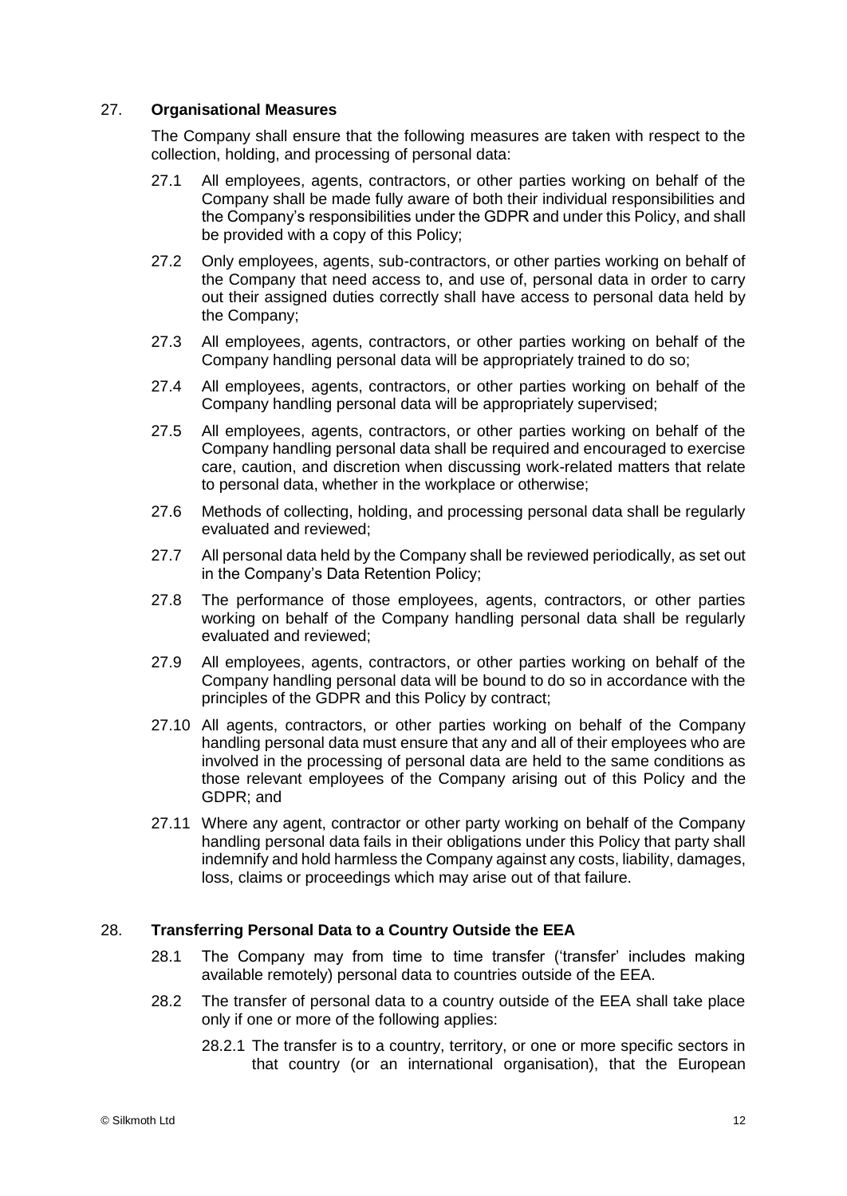## 27. Organisational Measures

The Company shall ensure that the following measures are taken with respect to the collection, holding, and processing of personal data:

27.1 All employees, agents, contractors, or other parties working on behalf of the Company shall be made fully aware of both their individual responsibilities and the Company's responsibilities under the GDPR and under this Policy, and shall be provided with a copy of this Policy;

27.2 Only employees, agents, sub-contractors, or other parties working on behalf of the Company that need access to, and use of, personal data in order to carry out their assigned duties correctly shall have access to personal data held by the Company;

27.3 All employees, agents, contractors, or other parties working on behalf of the Company handling personal data will be appropriately trained to do so;

27.4 All employees, agents, contractors, or other parties working on behalf of the Company handling personal data will be appropriately supervised;

27.5 All employees, agents, contractors, or other parties working on behalf of the Company handling personal data shall be required and encouraged to exercise care, caution, and discretion when discussing work-related matters that relate to personal data, whether in the workplace or otherwise;

27.6 Methods of collecting, holding, and processing personal data shall be regularly evaluated and reviewed;

27.7 All personal data held by the Company shall be reviewed periodically, as set out in the Company's Data Retention Policy;

27.8 The performance of those employees, agents, contractors, or other parties working on behalf of the Company handling personal data shall be regularly evaluated and reviewed;

27.9 All employees, agents, contractors, or other parties working on behalf of the Company handling personal data will be bound to do so in accordance with the principles of the GDPR and this Policy by contract;

27.10 All agents, contractors, or other parties working on behalf of the Company handling personal data must ensure that any and all of their employees who are involved in the processing of personal data are held to the same conditions as those relevant employees of the Company arising out of this Policy and the GDPR; and

27.11 Where any agent, contractor or other party working on behalf of the Company handling personal data fails in their obligations under this Policy that party shall indemnify and hold harmless the Company against any costs, liability, damages, loss, claims or proceedings which may arise out of that failure.

## 28. Transferring Personal Data to a Country Outside the EEA

28.1 The Company may from time to time transfer ('transfer' includes making available remotely) personal data to countries outside of the EEA.

28.2 The transfer of personal data to a country outside of the EEA shall take place only if one or more of the following applies:

28.2.1 The transfer is to a country, territory, or one or more specific sectors in that country (or an international organisation), that the European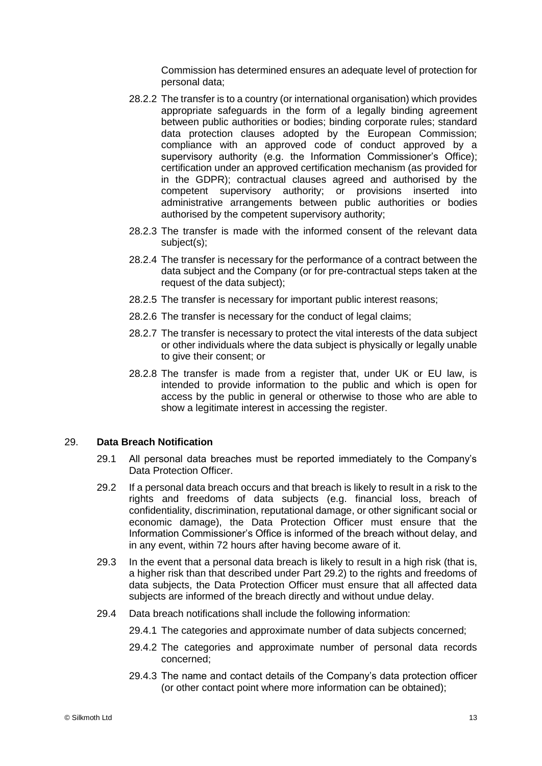Commission has determined ensures an adequate level of protection for personal data;

28.2.2 The transfer is to a country (or international organisation) which provides appropriate safeguards in the form of a legally binding agreement between public authorities or bodies; binding corporate rules; standard data protection clauses adopted by the European Commission; compliance with an approved code of conduct approved by a supervisory authority (e.g. the Information Commissioner's Office); certification under an approved certification mechanism (as provided for in the GDPR); contractual clauses agreed and authorised by the competent supervisory authority; or provisions inserted into administrative arrangements between public authorities or bodies authorised by the competent supervisory authority;

28.2.3 The transfer is made with the informed consent of the relevant data subject(s);

28.2.4 The transfer is necessary for the performance of a contract between the data subject and the Company (or for pre-contractual steps taken at the request of the data subject);

28.2.5 The transfer is necessary for important public interest reasons;

28.2.6 The transfer is necessary for the conduct of legal claims;

28.2.7 The transfer is necessary to protect the vital interests of the data subject or other individuals where the data subject is physically or legally unable to give their consent; or

28.2.8 The transfer is made from a register that, under UK or EU law, is intended to provide information to the public and which is open for access by the public in general or otherwise to those who are able to show a legitimate interest in accessing the register.

## 29. **Data Breach Notification**

29.1 All personal data breaches must be reported immediately to the Company's Data Protection Officer.

29.2 If a personal data breach occurs and that breach is likely to result in a risk to the rights and freedoms of data subjects (e.g. financial loss, breach of confidentiality, discrimination, reputational damage, or other significant social or economic damage), the Data Protection Officer must ensure that the Information Commissioner's Office is informed of the breach without delay, and in any event, within 72 hours after having become aware of it.

29.3 In the event that a personal data breach is likely to result in a high risk (that is, a higher risk than that described under Part 29.2) to the rights and freedoms of data subjects, the Data Protection Officer must ensure that all affected data subjects are informed of the breach directly and without undue delay.

29.4 Data breach notifications shall include the following information:

29.4.1 The categories and approximate number of data subjects concerned;

29.4.2 The categories and approximate number of personal data records concerned;

29.4.3 The name and contact details of the Company's data protection officer (or other contact point where more information can be obtained);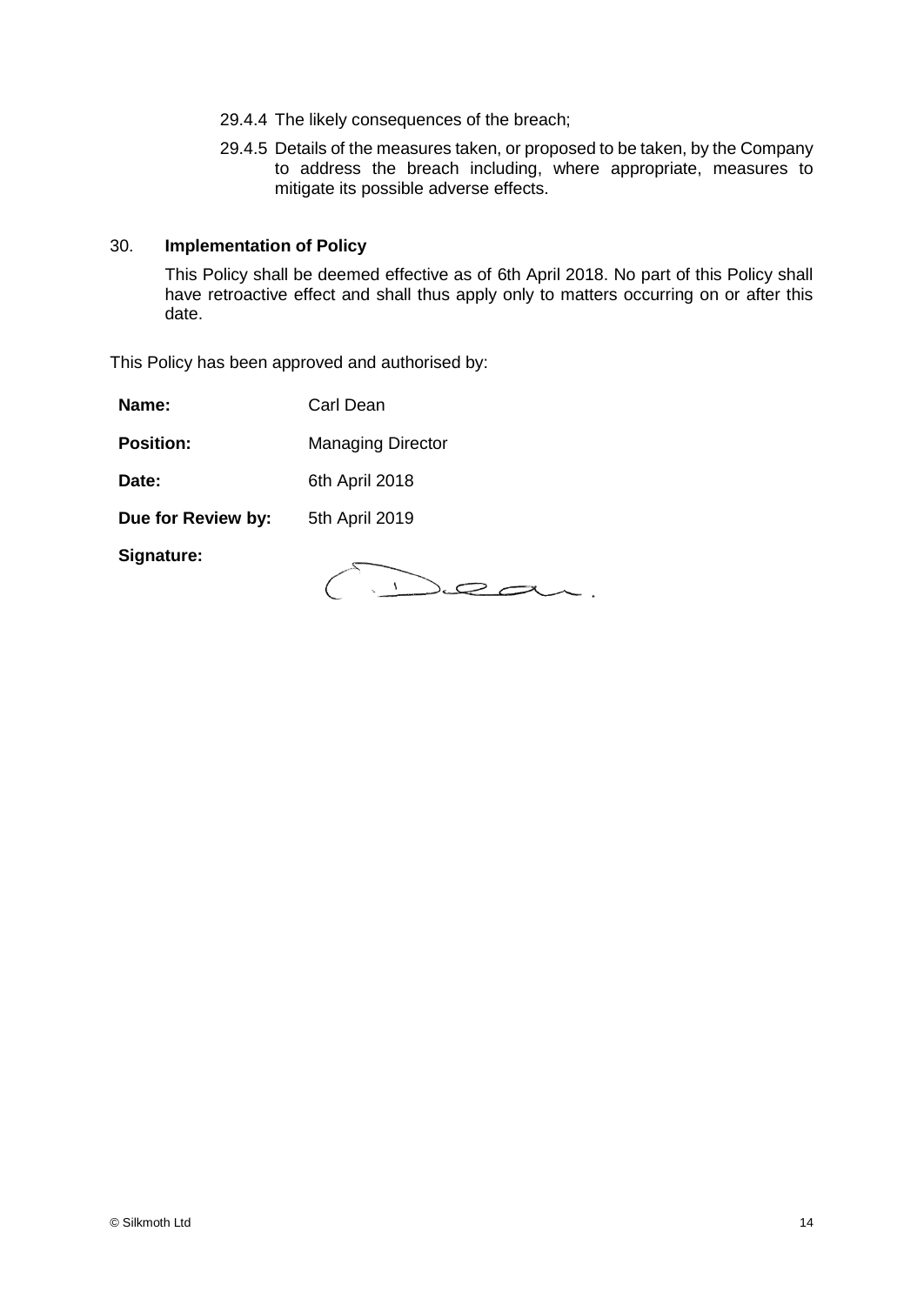29.4.4 The likely consequences of the breach;

29.4.5 Details of the measures taken, or proposed to be taken, by the Company to address the breach including, where appropriate, measures to mitigate its possible adverse effects.

## 30. Implementation of Policy

This Policy shall be deemed effective as of 6th April 2018. No part of this Policy shall have retroactive effect and shall thus apply only to matters occurring on or after this date.

This Policy has been approved and authorised by:

| | |
|---|---|
| **Name:** | Carl Dean |
| **Position:** | Managing Director |
| **Date:** | 6th April 2018 |
| **Due for Review by:** | 5th April 2019 |
| **Signature:** | Dean. |